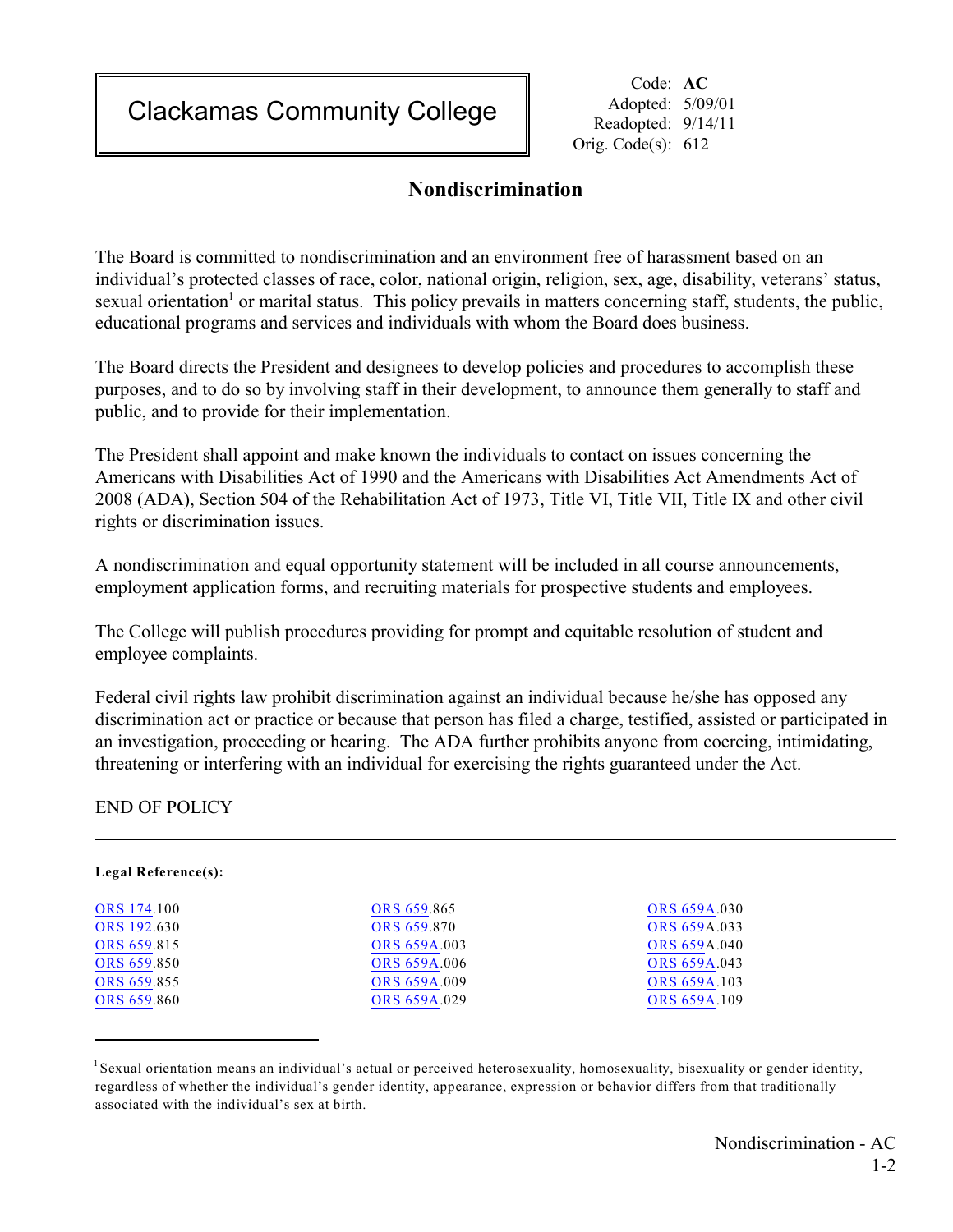# Clackamas Community College

Code: **AC**
Adopted: 5/09/01
Readopted: 9/14/11
Orig. Code(s): 612

## Nondiscrimination

The Board is committed to nondiscrimination and an environment free of harassment based on an individual's protected classes of race, color, national origin, religion, sex, age, disability, veterans' status, sexual orientation[1] or marital status. This policy prevails in matters concerning staff, students, the public, educational programs and services and individuals with whom the Board does business.

The Board directs the President and designees to develop policies and procedures to accomplish these purposes, and to do so by involving staff in their development, to announce them generally to staff and public, and to provide for their implementation.

The President shall appoint and make known the individuals to contact on issues concerning the Americans with Disabilities Act of 1990 and the Americans with Disabilities Act Amendments Act of 2008 (ADA), Section 504 of the Rehabilitation Act of 1973, Title VI, Title VII, Title IX and other civil rights or discrimination issues.

A nondiscrimination and equal opportunity statement will be included in all course announcements, employment application forms, and recruiting materials for prospective students and employees.

The College will publish procedures providing for prompt and equitable resolution of student and employee complaints.

Federal civil rights law prohibit discrimination against an individual because he/she has opposed any discrimination act or practice or because that person has filed a charge, testified, assisted or participated in an investigation, proceeding or hearing. The ADA further prohibits anyone from coercing, intimidating, threatening or interfering with an individual for exercising the rights guaranteed under the Act.

END OF POLICY

---

**Legal Reference(s):**

ORS 174.100
ORS 192.630
ORS 659.815
ORS 659.850
ORS 659.855
ORS 659.860
ORS 659.865
ORS 659.870
ORS 659A.003
ORS 659A.006
ORS 659A.009
ORS 659A.029
ORS 659A.030
ORS 659A.033
ORS 659A.040
ORS 659A.043
ORS 659A.103
ORS 659A.109

---

[1] Sexual orientation means an individual's actual or perceived heterosexuality, homosexuality, bisexuality or gender identity, regardless of whether the individual's gender identity, appearance, expression or behavior differs from that traditionally associated with the individual's sex at birth.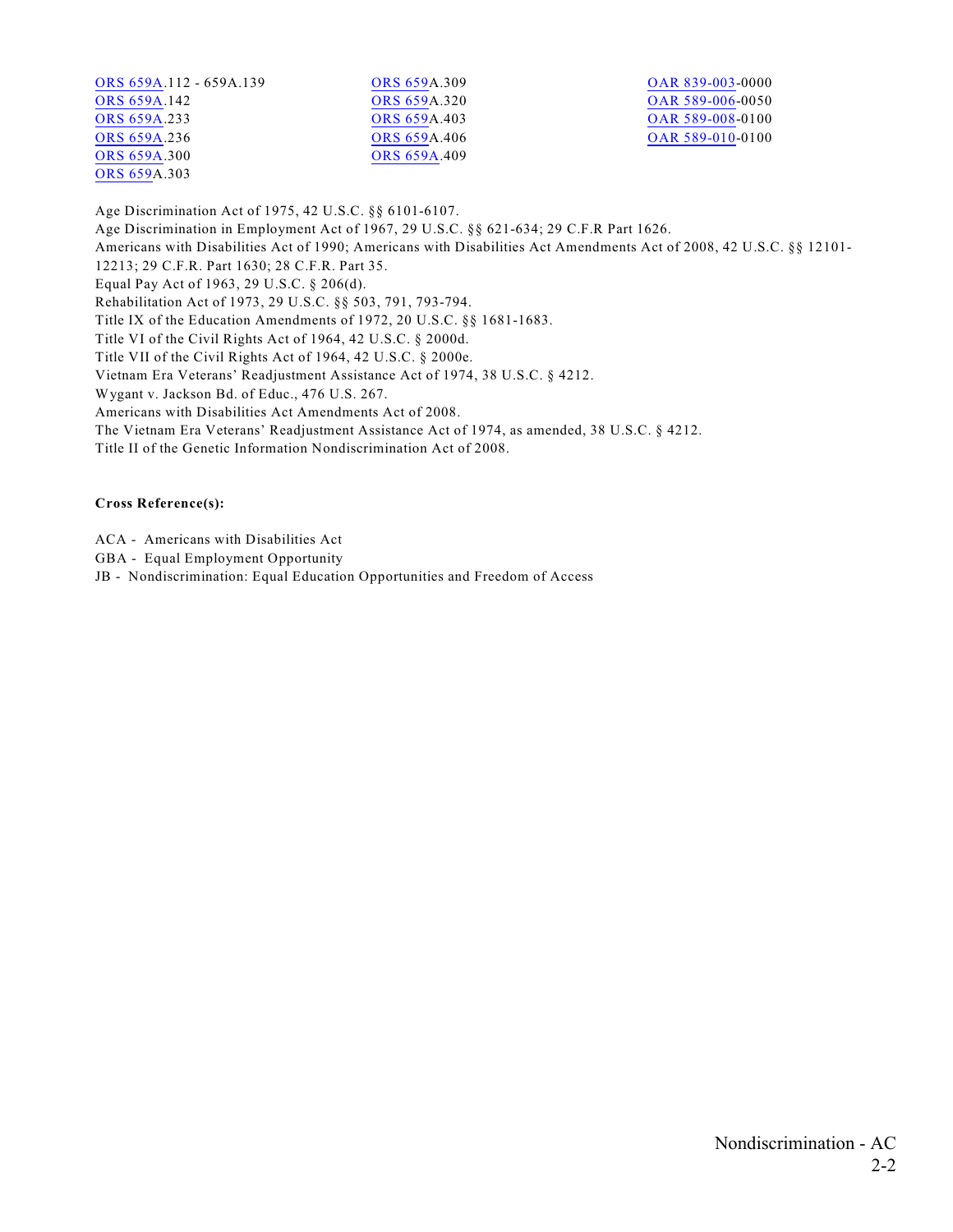ORS 659A.112 - 659A.139
ORS 659A.142
ORS 659A.233
ORS 659A.236
ORS 659A.300
ORS 659A.303
ORS 659A.309
ORS 659A.320
ORS 659A.403
ORS 659A.406
ORS 659A.409
OAR 839-003-0000
OAR 589-006-0050
OAR 589-008-0100
OAR 589-010-0100

Age Discrimination Act of 1975, 42 U.S.C. §§ 6101-6107.
Age Discrimination in Employment Act of 1967, 29 U.S.C. §§ 621-634; 29 C.F.R Part 1626.
Americans with Disabilities Act of 1990; Americans with Disabilities Act Amendments Act of 2008, 42 U.S.C. §§ 12101-12213; 29 C.F.R. Part 1630; 28 C.F.R. Part 35.
Equal Pay Act of 1963, 29 U.S.C. § 206(d).
Rehabilitation Act of 1973, 29 U.S.C. §§ 503, 791, 793-794.
Title IX of the Education Amendments of 1972, 20 U.S.C. §§ 1681-1683.
Title VI of the Civil Rights Act of 1964, 42 U.S.C. § 2000d.
Title VII of the Civil Rights Act of 1964, 42 U.S.C. § 2000e.
Vietnam Era Veterans' Readjustment Assistance Act of 1974, 38 U.S.C. § 4212.
Wygant v. Jackson Bd. of Educ., 476 U.S. 267.
Americans with Disabilities Act Amendments Act of 2008.
The Vietnam Era Veterans' Readjustment Assistance Act of 1974, as amended, 38 U.S.C. § 4212.
Title II of the Genetic Information Nondiscrimination Act of 2008.

**Cross Reference(s):**

ACA - Americans with Disabilities Act
GBA - Equal Employment Opportunity
JB - Nondiscrimination: Equal Education Opportunities and Freedom of Access